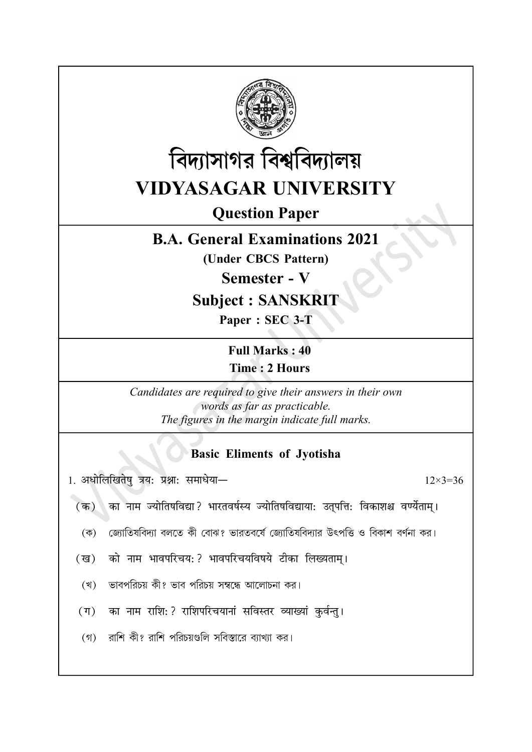# বিদ্যাসাগর বিশ্ববিদ্যালয়

# VIDYASAGAR UNIVERSITY

## Question Paper

## B.A. General Examinations 2021

**(Under CBCS Pattern)**

## Semester - V

## Subject : SANSKRIT

**Paper : SEC 3-T**

**Full Marks : 40**

**Time : 2 Hours**

*Candidates are required to give their answers in their own words as far as practicable.*
*The figures in the margin indicate full marks.*

### Basic Eliments of Jyotisha

1. अधोलिखितेषु त्रयः प्रश्नाः समाधेया— 12×3=36

(क) का नाम ज्योतिषविद्या? भारतवर्षस्य ज्योतिषविद्यायाः उत्पत्तिः विकाशश्च वर्ण्यताम्।

(ক) জ্যোতিষবিদ্যা বলতে কী বোঝ? ভারতবর্ষে জ্যোতিষবিদ্যার উৎপত্তি ও বিকাশ বর্ণনা কর।

(ख) को नाम भावपरिचयः? भावपरिचयविषये टीका लिख्यताम्।

(খ) ভাবপরিচয় কী? ভাব পরিচয় সম্বন্ধে আলোচনা কর।

(ग) का नाम राशिः? राशिपरिचयानां सविस्तर व्याख्यां कुर्वन्तु।

(গ) রাশি কী? রাশি পরিচয়গুলি সবিস্তারে ব্যাখ্যা কর।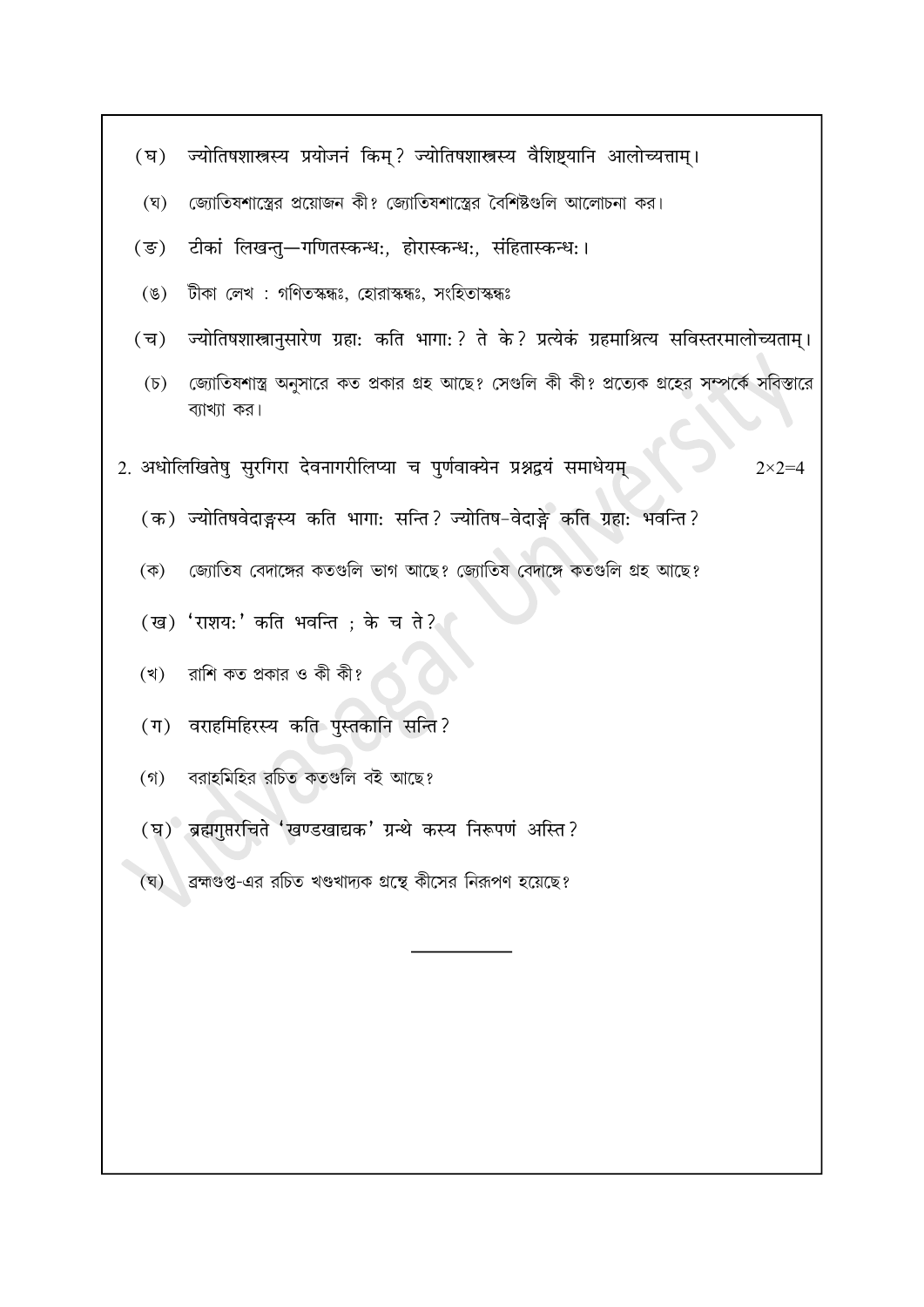(घ) ज्योतिषशास्त्रस्य प्रयोजनं किम्? ज्योतिषशास्त्रस्य वैशिष्ट्यानि आलोच्यत्ताम्।

(ঘ) জ্যোতিষশাস্ত্রের প্রয়োজন কী? জ্যোতিষশাস্ত্রের বৈশিষ্টগুলি আলোচনা কর।

(ङ) टीकां लिखन्तु—गणितस्कन्धः, होरास्कन्धः, संहितास्कन्धः।

(ঙ) টীকা লেখ : গণিতস্কন্ধঃ, হোরাস্কন্ধঃ, সংহিতাস্কন্ধঃ

(च) ज्योतिषशास्त्रानुसारेण ग्रहाः कति भागाः? ते के? प्रत्येकं ग्रहमाश्रित्य सविस्तरमालोच्यताम्।

(চ) জ্যোতিষশাস্ত্র অনুসারে কত প্রকার গ্রহ আছে? সেগুলি কী কী? প্রত্যেক গ্রহের সম্পর্কে সবিস্তারে ব্যাখ্যা কর।

2. अधोलिखितेषु सुरगिरा देवनागरीलिप्या च पुर्णवाक्येन प्रश्नद्वयं समाधेयम् $2 \times 2 = 4$

(क) ज्योतिषवेदाङ्गस्य कति भागाः सन्ति? ज्योतिष-वेदाङ्गे कति ग्रहाः भवन्ति?

(ক) জ্যোতিষ বেদাঙ্গের কতগুলি ভাগ আছে? জ্যোতিষ বেদাঙ্গে কতগুলি গ্রহ আছে?

(ख) 'राशयः' कति भवन्ति ; के च ते?

(খ) রাশি কত প্রকার ও কী কী?

(ग) वराहमिहिरस्य कति पुस्तकानि सन्ति?

(গ) বরাহমিহির রচিত কতগুলি বই আছে?

(घ) ब्रह्मगुप्तरचिते 'खण्डखाद्यक' ग्रन्थे कस्य निरूपणं अस्ति?

(ঘ) ব্রহ্মগুপ্ত-এর রচিত খণ্ডখাদ্যক গ্রন্থে কীসের নিরূপণ হয়েছে?

---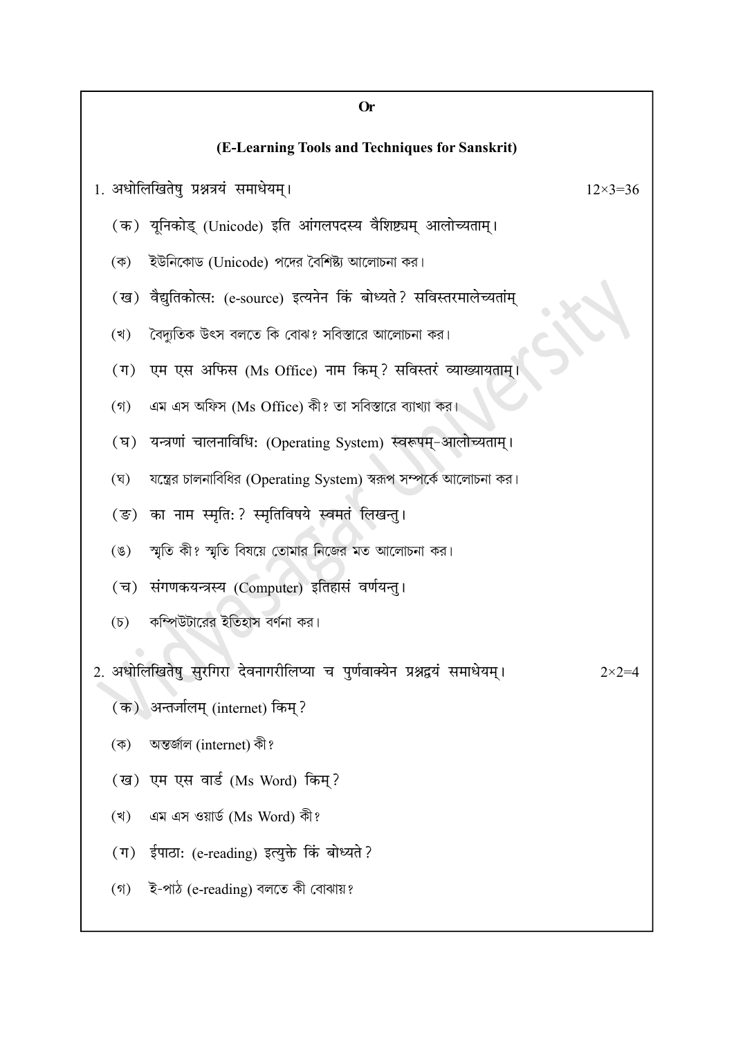**Or**

**(E-Learning Tools and Techniques for Sanskrit)**

1. अधोलिखितेषु प्रश्नत्रयं समाधेयम्। 12×3=36

   (क) यूनिकोड् (Unicode) इति आंगलपदस्य वैशिष्ट्यम् आलोच्यताम्।

   (ক) ইউনিকোড (Unicode) পদের বৈশিষ্ট্য আলোচনা কর।

   (ख) वैद्युतिकोत्स: (e-source) इत्यनेन किं बोध्यते? सविस्तरमालेच्यतां

   (খ) বৈদ্যুতিক উৎস বলতে কি বোঝ? সবিস্তারে আলোচনা কর।

   (ग) एम एस अफिस (Ms Office) नाम किम्? सविस्तरं व्याख्यायताम्।

   (গ) এম এস অফিস (Ms Office) কী? তা সবিস্তারে ব্যাখ্যা কর।

   (घ) यन्त्रणां चालनाविधि: (Operating System) स्वरूपम्-आलोच्यताम्।

   (ঘ) যন্ত্রের চালনাবিধির (Operating System) স্বরূপ সম্পর্কে আলোচনা কর।

   (ङ) का नाम स्मृति:? स्मृतिविषये स्वमतं लिखन्तु।

   (ঙ) স্মৃতি কী? স্মৃতি বিষয়ে তোমার নিজের মত আলোচনা কর।

   (च) संगणकयन्त्रस्य (Computer) इतिहासं वर्णयन्तु।

   (চ) কম্পিউটারের ইতিহাস বর্ণনা কর।

2. अधोलिखितेषु सुरगिरा देवनागरीलिप्या च पुर्णवाक्येन प्रश्नद्वयं समाधेयम्। 2×2=4

   (क) अन्तर्जालम् (internet) किम्?

   (ক) অন্তর্জাল (internet) কী?

   (ख) एम एस वार्ड (Ms Word) किम्?

   (খ) এম এস ওয়ার্ড (Ms Word) কী?

   (ग) ईपाठा: (e-reading) इत्युक्ते किं बोध्यते?

   (গ) ই-পাঠ (e-reading) বলতে কী বোঝায়?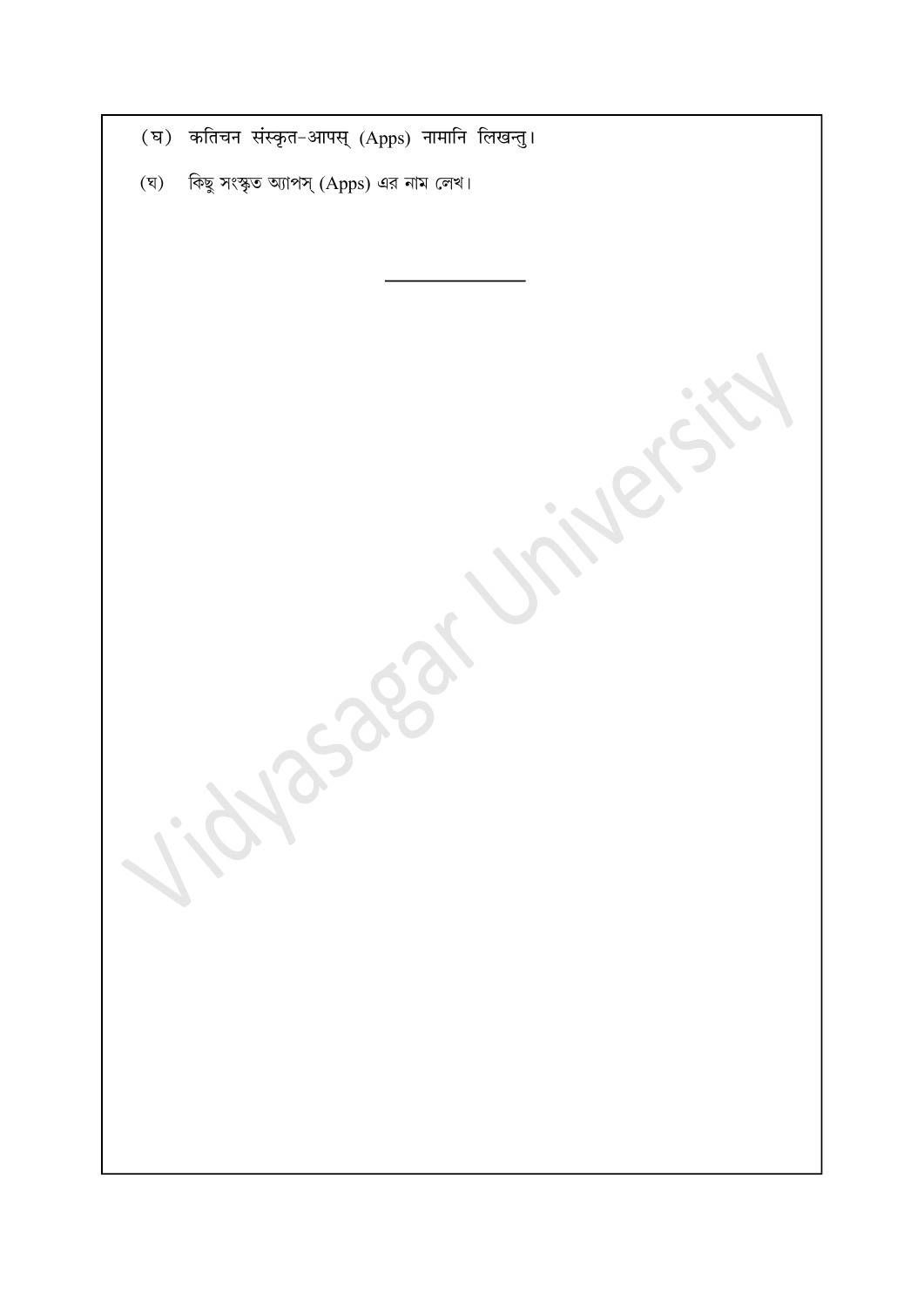(घ) कतिचन संस्कृत-आपस् (Apps) नामानि लिखन्तु।

(ঘ) কিছু সংস্কৃত অ্যাপস্ (Apps) এর নাম লেখ।

---